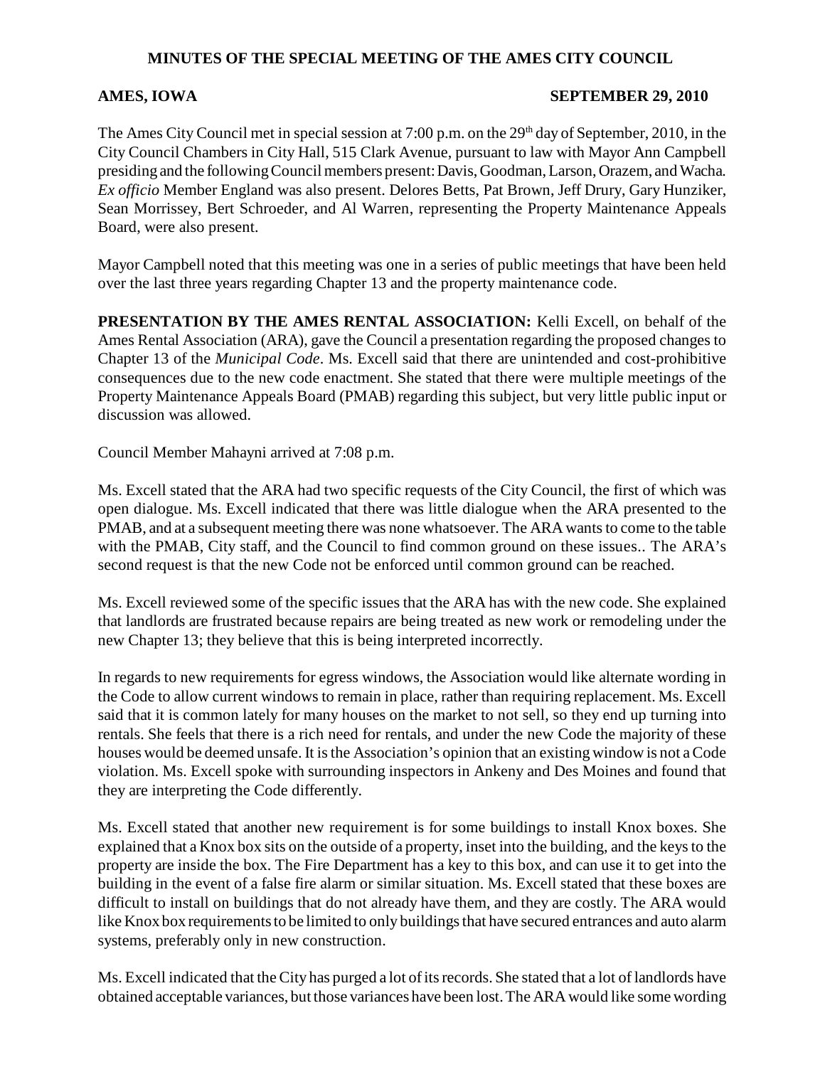# MINUTES OF THE SPECIAL MEETING OF THE AMES CITY COUNCIL

**AMES, IOWA** **SEPTEMBER 29, 2010**

The Ames City Council met in special session at 7:00 p.m. on the 29th day of September, 2010, in the City Council Chambers in City Hall, 515 Clark Avenue, pursuant to law with Mayor Ann Campbell presiding and the following Council members present: Davis, Goodman, Larson, Orazem, and Wacha. *Ex officio* Member England was also present. Delores Betts, Pat Brown, Jeff Drury, Gary Hunziker, Sean Morrissey, Bert Schroeder, and Al Warren, representing the Property Maintenance Appeals Board, were also present.

Mayor Campbell noted that this meeting was one in a series of public meetings that have been held over the last three years regarding Chapter 13 and the property maintenance code.

**PRESENTATION BY THE AMES RENTAL ASSOCIATION:** Kelli Excell, on behalf of the Ames Rental Association (ARA), gave the Council a presentation regarding the proposed changes to Chapter 13 of the *Municipal Code*. Ms. Excell said that there are unintended and cost-prohibitive consequences due to the new code enactment. She stated that there were multiple meetings of the Property Maintenance Appeals Board (PMAB) regarding this subject, but very little public input or discussion was allowed.

Council Member Mahayni arrived at 7:08 p.m.

Ms. Excell stated that the ARA had two specific requests of the City Council, the first of which was open dialogue. Ms. Excell indicated that there was little dialogue when the ARA presented to the PMAB, and at a subsequent meeting there was none whatsoever. The ARA wants to come to the table with the PMAB, City staff, and the Council to find common ground on these issues.. The ARA's second request is that the new Code not be enforced until common ground can be reached.

Ms. Excell reviewed some of the specific issues that the ARA has with the new code. She explained that landlords are frustrated because repairs are being treated as new work or remodeling under the new Chapter 13; they believe that this is being interpreted incorrectly.

In regards to new requirements for egress windows, the Association would like alternate wording in the Code to allow current windows to remain in place, rather than requiring replacement. Ms. Excell said that it is common lately for many houses on the market to not sell, so they end up turning into rentals. She feels that there is a rich need for rentals, and under the new Code the majority of these houses would be deemed unsafe. It is the Association's opinion that an existing window is not a Code violation. Ms. Excell spoke with surrounding inspectors in Ankeny and Des Moines and found that they are interpreting the Code differently.

Ms. Excell stated that another new requirement is for some buildings to install Knox boxes. She explained that a Knox box sits on the outside of a property, inset into the building, and the keys to the property are inside the box. The Fire Department has a key to this box, and can use it to get into the building in the event of a false fire alarm or similar situation. Ms. Excell stated that these boxes are difficult to install on buildings that do not already have them, and they are costly. The ARA would like Knox box requirements to be limited to only buildings that have secured entrances and auto alarm systems, preferably only in new construction.

Ms. Excell indicated that the City has purged a lot of its records. She stated that a lot of landlords have obtained acceptable variances, but those variances have been lost. The ARA would like some wording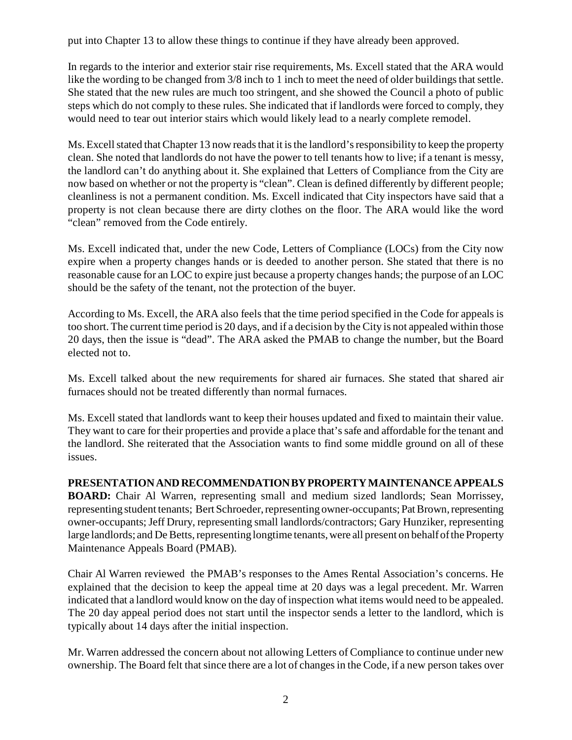put into Chapter 13 to allow these things to continue if they have already been approved.

In regards to the interior and exterior stair rise requirements, Ms. Excell stated that the ARA would like the wording to be changed from 3/8 inch to 1 inch to meet the need of older buildings that settle. She stated that the new rules are much too stringent, and she showed the Council a photo of public steps which do not comply to these rules. She indicated that if landlords were forced to comply, they would need to tear out interior stairs which would likely lead to a nearly complete remodel.

Ms. Excell stated that Chapter 13 now reads that it is the landlord's responsibility to keep the property clean. She noted that landlords do not have the power to tell tenants how to live; if a tenant is messy, the landlord can't do anything about it. She explained that Letters of Compliance from the City are now based on whether or not the property is "clean". Clean is defined differently by different people; cleanliness is not a permanent condition. Ms. Excell indicated that City inspectors have said that a property is not clean because there are dirty clothes on the floor. The ARA would like the word "clean" removed from the Code entirely.

Ms. Excell indicated that, under the new Code, Letters of Compliance (LOCs) from the City now expire when a property changes hands or is deeded to another person. She stated that there is no reasonable cause for an LOC to expire just because a property changes hands; the purpose of an LOC should be the safety of the tenant, not the protection of the buyer.

According to Ms. Excell, the ARA also feels that the time period specified in the Code for appeals is too short. The current time period is 20 days, and if a decision by the City is not appealed within those 20 days, then the issue is "dead". The ARA asked the PMAB to change the number, but the Board elected not to.

Ms. Excell talked about the new requirements for shared air furnaces. She stated that shared air furnaces should not be treated differently than normal furnaces.

Ms. Excell stated that landlords want to keep their houses updated and fixed to maintain their value. They want to care for their properties and provide a place that's safe and affordable for the tenant and the landlord. She reiterated that the Association wants to find some middle ground on all of these issues.

**PRESENTATION AND RECOMMENDATION BY PROPERTY MAINTENANCE APPEALS BOARD:** Chair Al Warren, representing small and medium sized landlords; Sean Morrissey, representing student tenants; Bert Schroeder, representing owner-occupants; Pat Brown, representing owner-occupants; Jeff Drury, representing small landlords/contractors; Gary Hunziker, representing large landlords; and De Betts, representing longtime tenants, were all present on behalf of the Property Maintenance Appeals Board (PMAB).

Chair Al Warren reviewed the PMAB's responses to the Ames Rental Association's concerns. He explained that the decision to keep the appeal time at 20 days was a legal precedent. Mr. Warren indicated that a landlord would know on the day of inspection what items would need to be appealed. The 20 day appeal period does not start until the inspector sends a letter to the landlord, which is typically about 14 days after the initial inspection.

Mr. Warren addressed the concern about not allowing Letters of Compliance to continue under new ownership. The Board felt that since there are a lot of changes in the Code, if a new person takes over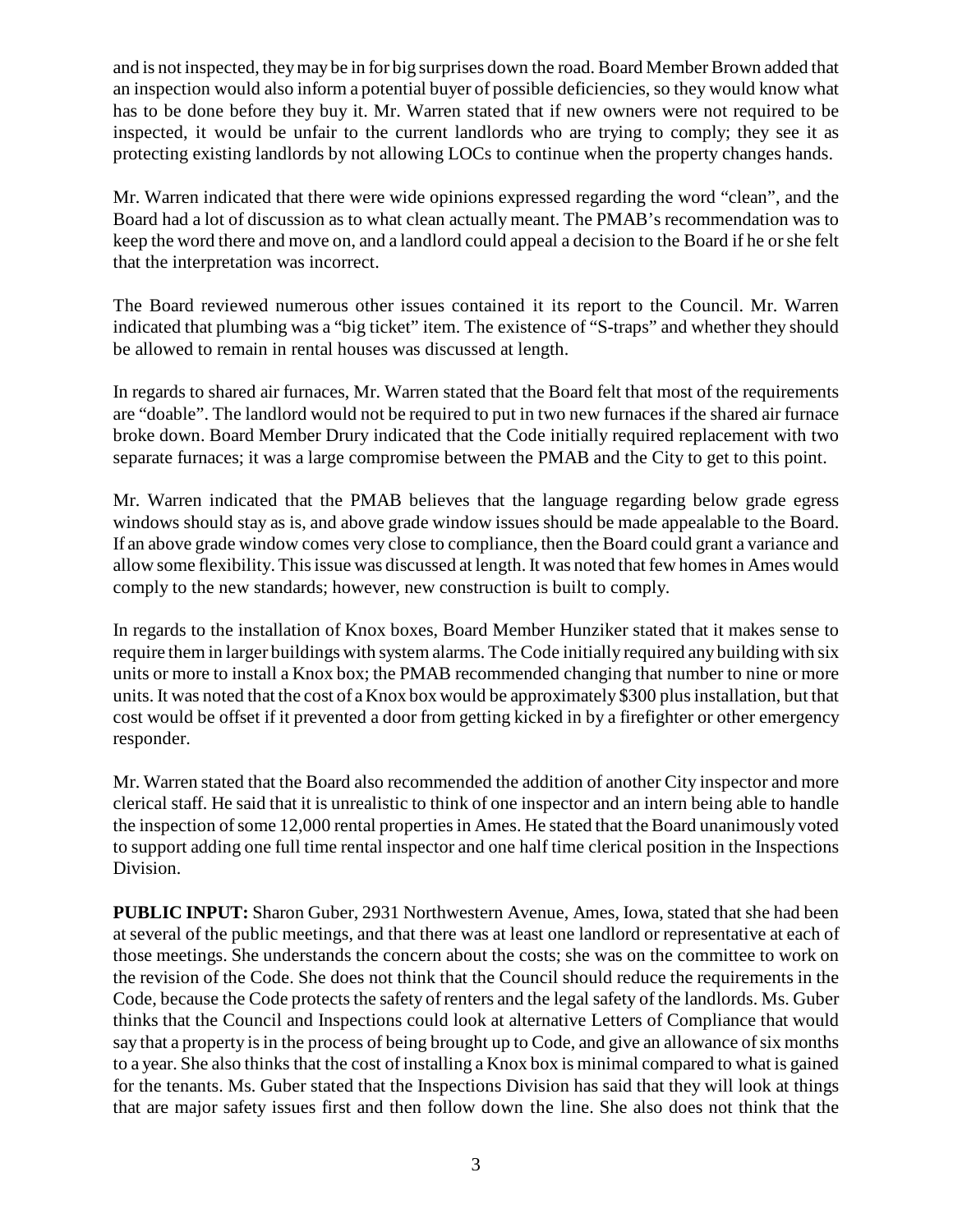and is not inspected, they may be in for big surprises down the road. Board Member Brown added that an inspection would also inform a potential buyer of possible deficiencies, so they would know what has to be done before they buy it. Mr. Warren stated that if new owners were not required to be inspected, it would be unfair to the current landlords who are trying to comply; they see it as protecting existing landlords by not allowing LOCs to continue when the property changes hands.

Mr. Warren indicated that there were wide opinions expressed regarding the word "clean", and the Board had a lot of discussion as to what clean actually meant. The PMAB's recommendation was to keep the word there and move on, and a landlord could appeal a decision to the Board if he or she felt that the interpretation was incorrect.

The Board reviewed numerous other issues contained it its report to the Council. Mr. Warren indicated that plumbing was a "big ticket" item. The existence of "S-traps" and whether they should be allowed to remain in rental houses was discussed at length.

In regards to shared air furnaces, Mr. Warren stated that the Board felt that most of the requirements are "doable". The landlord would not be required to put in two new furnaces if the shared air furnace broke down. Board Member Drury indicated that the Code initially required replacement with two separate furnaces; it was a large compromise between the PMAB and the City to get to this point.

Mr. Warren indicated that the PMAB believes that the language regarding below grade egress windows should stay as is, and above grade window issues should be made appealable to the Board. If an above grade window comes very close to compliance, then the Board could grant a variance and allow some flexibility. This issue was discussed at length. It was noted that few homes in Ames would comply to the new standards; however, new construction is built to comply.

In regards to the installation of Knox boxes, Board Member Hunziker stated that it makes sense to require them in larger buildings with system alarms. The Code initially required any building with six units or more to install a Knox box; the PMAB recommended changing that number to nine or more units. It was noted that the cost of a Knox box would be approximately $300 plus installation, but that cost would be offset if it prevented a door from getting kicked in by a firefighter or other emergency responder.

Mr. Warren stated that the Board also recommended the addition of another City inspector and more clerical staff. He said that it is unrealistic to think of one inspector and an intern being able to handle the inspection of some 12,000 rental properties in Ames. He stated that the Board unanimously voted to support adding one full time rental inspector and one half time clerical position in the Inspections Division.

**PUBLIC INPUT:** Sharon Guber, 2931 Northwestern Avenue, Ames, Iowa, stated that she had been at several of the public meetings, and that there was at least one landlord or representative at each of those meetings. She understands the concern about the costs; she was on the committee to work on the revision of the Code. She does not think that the Council should reduce the requirements in the Code, because the Code protects the safety of renters and the legal safety of the landlords. Ms. Guber thinks that the Council and Inspections could look at alternative Letters of Compliance that would say that a property is in the process of being brought up to Code, and give an allowance of six months to a year. She also thinks that the cost of installing a Knox box is minimal compared to what is gained for the tenants. Ms. Guber stated that the Inspections Division has said that they will look at things that are major safety issues first and then follow down the line. She also does not think that the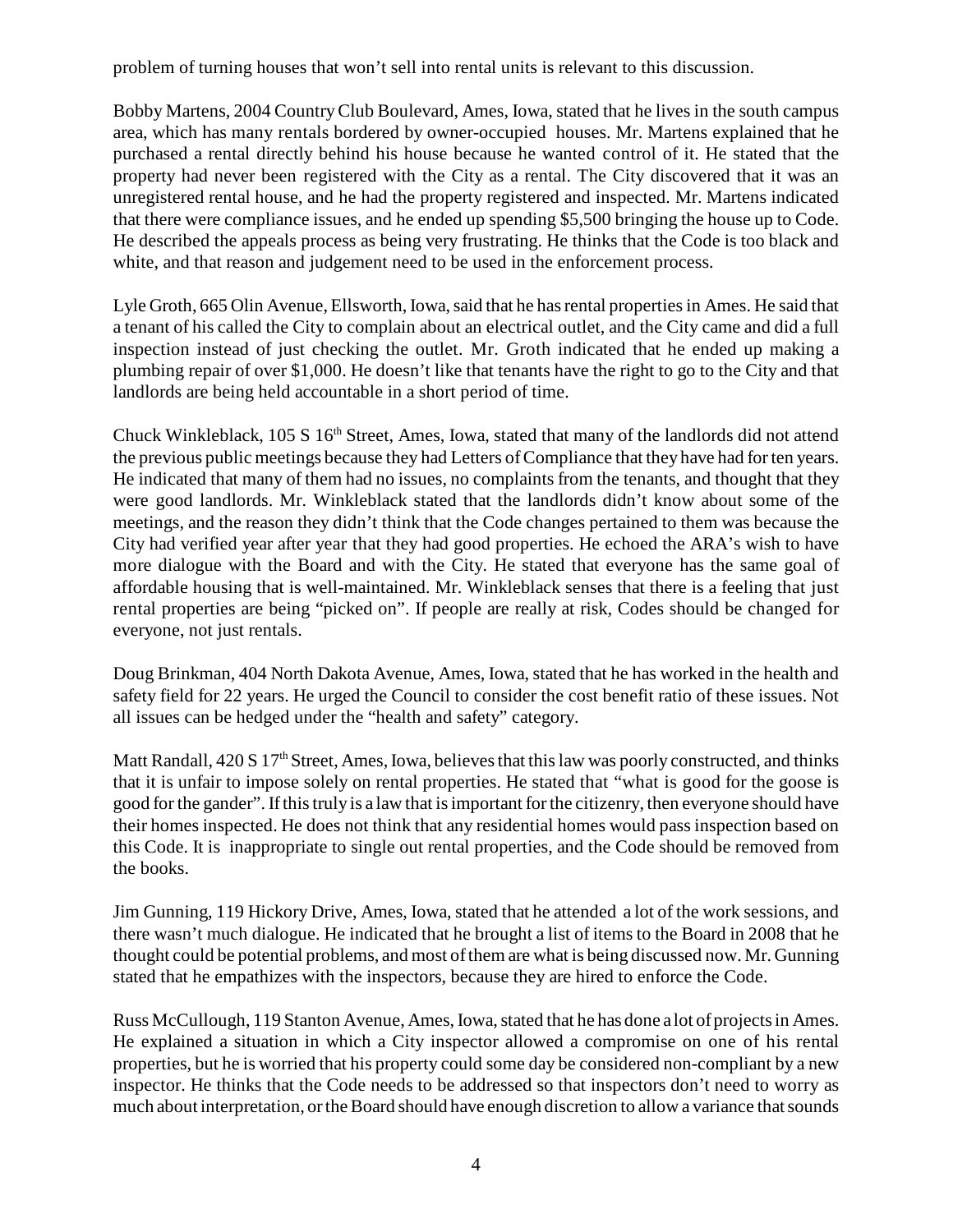problem of turning houses that won't sell into rental units is relevant to this discussion.

Bobby Martens, 2004 Country Club Boulevard, Ames, Iowa, stated that he lives in the south campus area, which has many rentals bordered by owner-occupied houses. Mr. Martens explained that he purchased a rental directly behind his house because he wanted control of it. He stated that the property had never been registered with the City as a rental. The City discovered that it was an unregistered rental house, and he had the property registered and inspected. Mr. Martens indicated that there were compliance issues, and he ended up spending $5,500 bringing the house up to Code. He described the appeals process as being very frustrating. He thinks that the Code is too black and white, and that reason and judgement need to be used in the enforcement process.

Lyle Groth, 665 Olin Avenue, Ellsworth, Iowa, said that he has rental properties in Ames. He said that a tenant of his called the City to complain about an electrical outlet, and the City came and did a full inspection instead of just checking the outlet. Mr. Groth indicated that he ended up making a plumbing repair of over $1,000. He doesn't like that tenants have the right to go to the City and that landlords are being held accountable in a short period of time.

Chuck Winkleblack, 105 S 16th Street, Ames, Iowa, stated that many of the landlords did not attend the previous public meetings because they had Letters of Compliance that they have had for ten years. He indicated that many of them had no issues, no complaints from the tenants, and thought that they were good landlords. Mr. Winkleblack stated that the landlords didn't know about some of the meetings, and the reason they didn't think that the Code changes pertained to them was because the City had verified year after year that they had good properties. He echoed the ARA's wish to have more dialogue with the Board and with the City. He stated that everyone has the same goal of affordable housing that is well-maintained. Mr. Winkleblack senses that there is a feeling that just rental properties are being "picked on". If people are really at risk, Codes should be changed for everyone, not just rentals.

Doug Brinkman, 404 North Dakota Avenue, Ames, Iowa, stated that he has worked in the health and safety field for 22 years. He urged the Council to consider the cost benefit ratio of these issues. Not all issues can be hedged under the "health and safety" category.

Matt Randall, 420 S 17th Street, Ames, Iowa, believes that this law was poorly constructed, and thinks that it is unfair to impose solely on rental properties. He stated that "what is good for the goose is good for the gander". If this truly is a law that is important for the citizenry, then everyone should have their homes inspected. He does not think that any residential homes would pass inspection based on this Code. It is inappropriate to single out rental properties, and the Code should be removed from the books.

Jim Gunning, 119 Hickory Drive, Ames, Iowa, stated that he attended a lot of the work sessions, and there wasn't much dialogue. He indicated that he brought a list of items to the Board in 2008 that he thought could be potential problems, and most of them are what is being discussed now. Mr. Gunning stated that he empathizes with the inspectors, because they are hired to enforce the Code.

Russ McCullough, 119 Stanton Avenue, Ames, Iowa, stated that he has done a lot of projects in Ames. He explained a situation in which a City inspector allowed a compromise on one of his rental properties, but he is worried that his property could some day be considered non-compliant by a new inspector. He thinks that the Code needs to be addressed so that inspectors don't need to worry as much about interpretation, or the Board should have enough discretion to allow a variance that sounds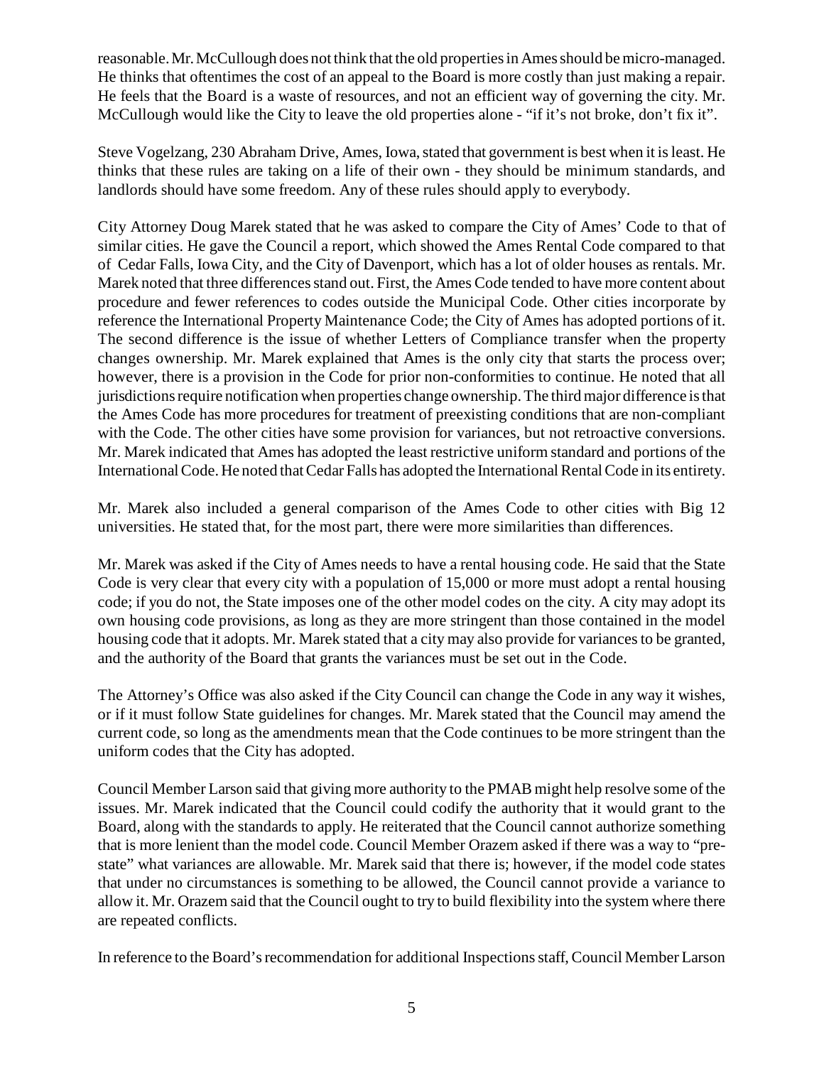reasonable. Mr. McCullough does not think that the old properties in Ames should be micro-managed. He thinks that oftentimes the cost of an appeal to the Board is more costly than just making a repair. He feels that the Board is a waste of resources, and not an efficient way of governing the city. Mr. McCullough would like the City to leave the old properties alone - "if it's not broke, don't fix it".

Steve Vogelzang, 230 Abraham Drive, Ames, Iowa, stated that government is best when it is least. He thinks that these rules are taking on a life of their own - they should be minimum standards, and landlords should have some freedom. Any of these rules should apply to everybody.

City Attorney Doug Marek stated that he was asked to compare the City of Ames' Code to that of similar cities. He gave the Council a report, which showed the Ames Rental Code compared to that of Cedar Falls, Iowa City, and the City of Davenport, which has a lot of older houses as rentals. Mr. Marek noted that three differences stand out. First, the Ames Code tended to have more content about procedure and fewer references to codes outside the Municipal Code. Other cities incorporate by reference the International Property Maintenance Code; the City of Ames has adopted portions of it. The second difference is the issue of whether Letters of Compliance transfer when the property changes ownership. Mr. Marek explained that Ames is the only city that starts the process over; however, there is a provision in the Code for prior non-conformities to continue. He noted that all jurisdictions require notification when properties change ownership. The third major difference is that the Ames Code has more procedures for treatment of preexisting conditions that are non-compliant with the Code. The other cities have some provision for variances, but not retroactive conversions. Mr. Marek indicated that Ames has adopted the least restrictive uniform standard and portions of the International Code. He noted that Cedar Falls has adopted the International Rental Code in its entirety.

Mr. Marek also included a general comparison of the Ames Code to other cities with Big 12 universities. He stated that, for the most part, there were more similarities than differences.

Mr. Marek was asked if the City of Ames needs to have a rental housing code. He said that the State Code is very clear that every city with a population of 15,000 or more must adopt a rental housing code; if you do not, the State imposes one of the other model codes on the city. A city may adopt its own housing code provisions, as long as they are more stringent than those contained in the model housing code that it adopts. Mr. Marek stated that a city may also provide for variances to be granted, and the authority of the Board that grants the variances must be set out in the Code.

The Attorney's Office was also asked if the City Council can change the Code in any way it wishes, or if it must follow State guidelines for changes. Mr. Marek stated that the Council may amend the current code, so long as the amendments mean that the Code continues to be more stringent than the uniform codes that the City has adopted.

Council Member Larson said that giving more authority to the PMAB might help resolve some of the issues. Mr. Marek indicated that the Council could codify the authority that it would grant to the Board, along with the standards to apply. He reiterated that the Council cannot authorize something that is more lenient than the model code. Council Member Orazem asked if there was a way to "pre-state" what variances are allowable. Mr. Marek said that there is; however, if the model code states that under no circumstances is something to be allowed, the Council cannot provide a variance to allow it. Mr. Orazem said that the Council ought to try to build flexibility into the system where there are repeated conflicts.

In reference to the Board's recommendation for additional Inspections staff, Council Member Larson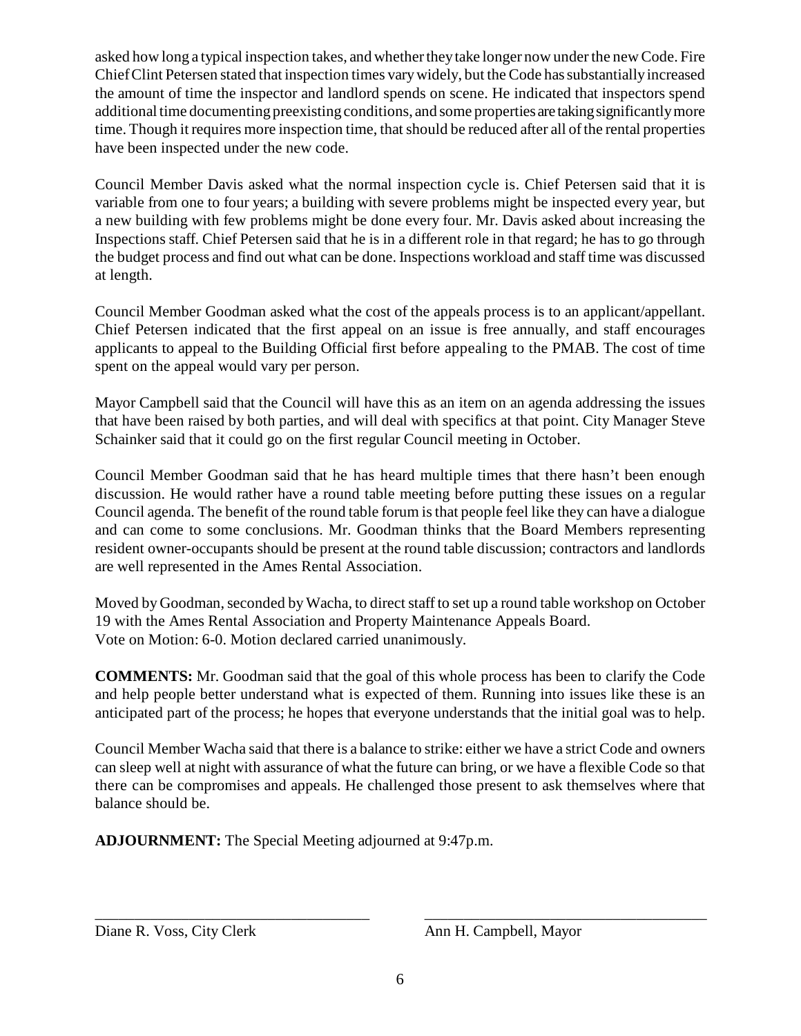asked how long a typical inspection takes, and whether they take longer now under the new Code. Fire Chief Clint Petersen stated that inspection times vary widely, but the Code has substantially increased the amount of time the inspector and landlord spends on scene. He indicated that inspectors spend additional time documenting preexisting conditions, and some properties are taking significantly more time. Though it requires more inspection time, that should be reduced after all of the rental properties have been inspected under the new code.

Council Member Davis asked what the normal inspection cycle is. Chief Petersen said that it is variable from one to four years; a building with severe problems might be inspected every year, but a new building with few problems might be done every four. Mr. Davis asked about increasing the Inspections staff. Chief Petersen said that he is in a different role in that regard; he has to go through the budget process and find out what can be done. Inspections workload and staff time was discussed at length.

Council Member Goodman asked what the cost of the appeals process is to an applicant/appellant. Chief Petersen indicated that the first appeal on an issue is free annually, and staff encourages applicants to appeal to the Building Official first before appealing to the PMAB. The cost of time spent on the appeal would vary per person.

Mayor Campbell said that the Council will have this as an item on an agenda addressing the issues that have been raised by both parties, and will deal with specifics at that point. City Manager Steve Schainker said that it could go on the first regular Council meeting in October.

Council Member Goodman said that he has heard multiple times that there hasn't been enough discussion. He would rather have a round table meeting before putting these issues on a regular Council agenda. The benefit of the round table forum is that people feel like they can have a dialogue and can come to some conclusions. Mr. Goodman thinks that the Board Members representing resident owner-occupants should be present at the round table discussion; contractors and landlords are well represented in the Ames Rental Association.

Moved by Goodman, seconded by Wacha, to direct staff to set up a round table workshop on October 19 with the Ames Rental Association and Property Maintenance Appeals Board.
Vote on Motion: 6-0. Motion declared carried unanimously.

**COMMENTS:** Mr. Goodman said that the goal of this whole process has been to clarify the Code and help people better understand what is expected of them. Running into issues like these is an anticipated part of the process; he hopes that everyone understands that the initial goal was to help.

Council Member Wacha said that there is a balance to strike: either we have a strict Code and owners can sleep well at night with assurance of what the future can bring, or we have a flexible Code so that there can be compromises and appeals. He challenged those present to ask themselves where that balance should be.

**ADJOURNMENT:** The Special Meeting adjourned at 9:47p.m.

\_\_\_\_\_\_\_\_\_\_\_\_\_\_\_\_\_\_\_\_\_\_\_\_\_\_\_\_\_\_\_\_\_\_\_\_ \_\_\_\_\_\_\_\_\_\_\_\_\_\_\_\_\_\_\_\_\_\_\_\_\_\_\_\_\_\_\_\_\_\_\_\_

Diane R. Voss, City Clerk Ann H. Campbell, Mayor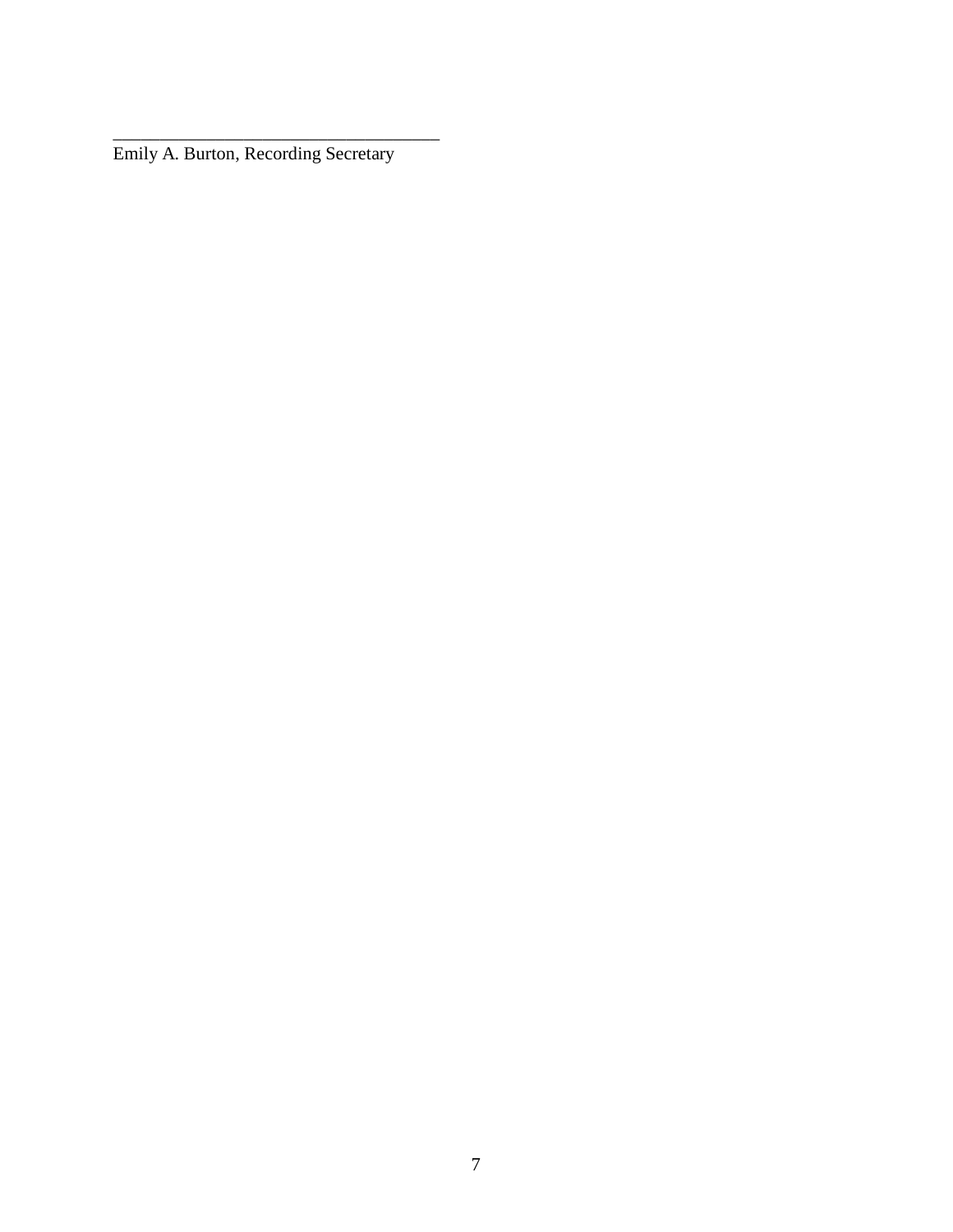\_\_\_\_\_\_\_\_\_\_\_\_\_\_\_\_\_\_\_\_\_\_\_\_\_\_\_\_\_\_\_\_\_\_\_\_

Emily A. Burton, Recording Secretary